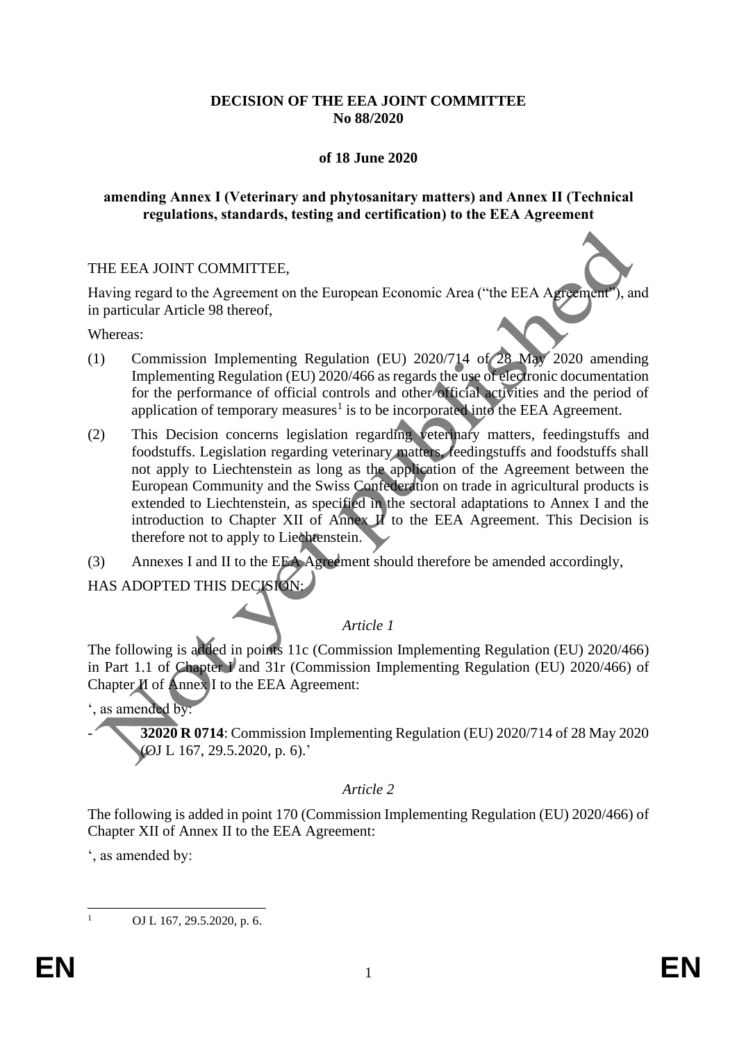**DECISION OF THE EEA JOINT COMMITTEE**
**No 88/2020**

**of 18 June 2020**

**amending Annex I (Veterinary and phytosanitary matters) and Annex II (Technical regulations, standards, testing and certification) to the EEA Agreement**

THE EEA JOINT COMMITTEE,

Having regard to the Agreement on the European Economic Area ("the EEA Agreement"), and in particular Article 98 thereof,

Whereas:

(1) Commission Implementing Regulation (EU) 2020/714 of 28 May 2020 amending Implementing Regulation (EU) 2020/466 as regards the use of electronic documentation for the performance of official controls and other official activities and the period of application of temporary measures[1] is to be incorporated into the EEA Agreement.

(2) This Decision concerns legislation regarding veterinary matters, feedingstuffs and foodstuffs. Legislation regarding veterinary matters, feedingstuffs and foodstuffs shall not apply to Liechtenstein as long as the application of the Agreement between the European Community and the Swiss Confederation on trade in agricultural products is extended to Liechtenstein, as specified in the sectoral adaptations to Annex I and the introduction to Chapter XII of Annex II to the EEA Agreement. This Decision is therefore not to apply to Liechtenstein.

(3) Annexes I and II to the EEA Agreement should therefore be amended accordingly,

HAS ADOPTED THIS DECISION:

*Article 1*

The following is added in points 11c (Commission Implementing Regulation (EU) 2020/466) in Part 1.1 of Chapter I and 31r (Commission Implementing Regulation (EU) 2020/466) of Chapter II of Annex I to the EEA Agreement:

', as amended by:

- **32020 R 0714**: Commission Implementing Regulation (EU) 2020/714 of 28 May 2020 (OJ L 167, 29.5.2020, p. 6).'

*Article 2*

The following is added in point 170 (Commission Implementing Regulation (EU) 2020/466) of Chapter XII of Annex II to the EEA Agreement:

', as amended by:

---

[1] OJ L 167, 29.5.2020, p. 6.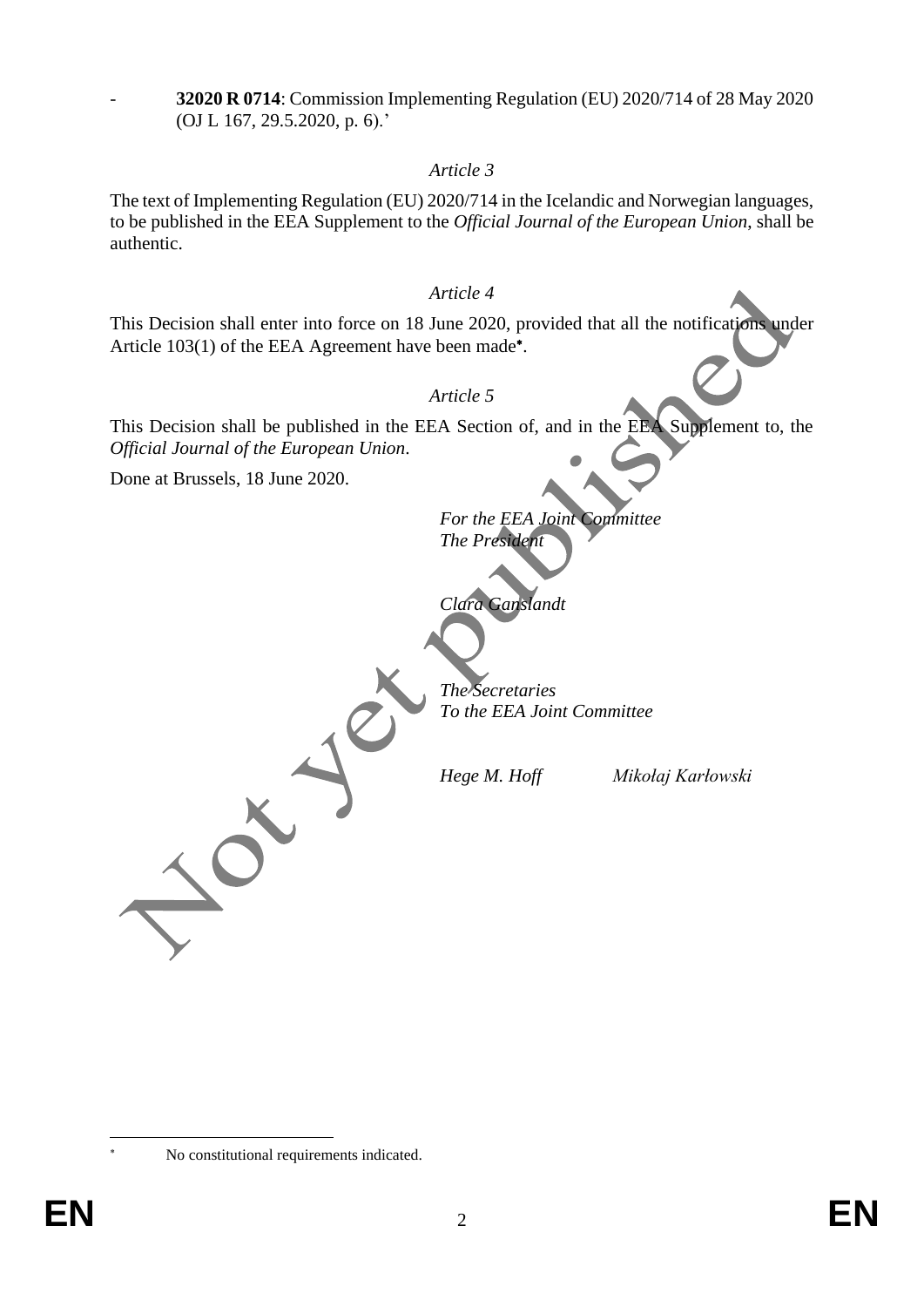- **32020 R 0714**: Commission Implementing Regulation (EU) 2020/714 of 28 May 2020 (OJ L 167, 29.5.2020, p. 6).'

*Article 3*

The text of Implementing Regulation (EU) 2020/714 in the Icelandic and Norwegian languages, to be published in the EEA Supplement to the *Official Journal of the European Union*, shall be authentic.

*Article 4*

This Decision shall enter into force on 18 June 2020, provided that all the notifications under Article 103(1) of the EEA Agreement have been made[*].

*Article 5*

This Decision shall be published in the EEA Section of, and in the EEA Supplement to, the *Official Journal of the European Union*.

Done at Brussels, 18 June 2020.

*For the EEA Joint Committee*
*The President*

*Clara Ganslandt*

*The Secretaries*
*To the EEA Joint Committee*

*Hege M. Hoff* *Mikołaj Karłowski*

Not yet published

[*] No constitutional requirements indicated.